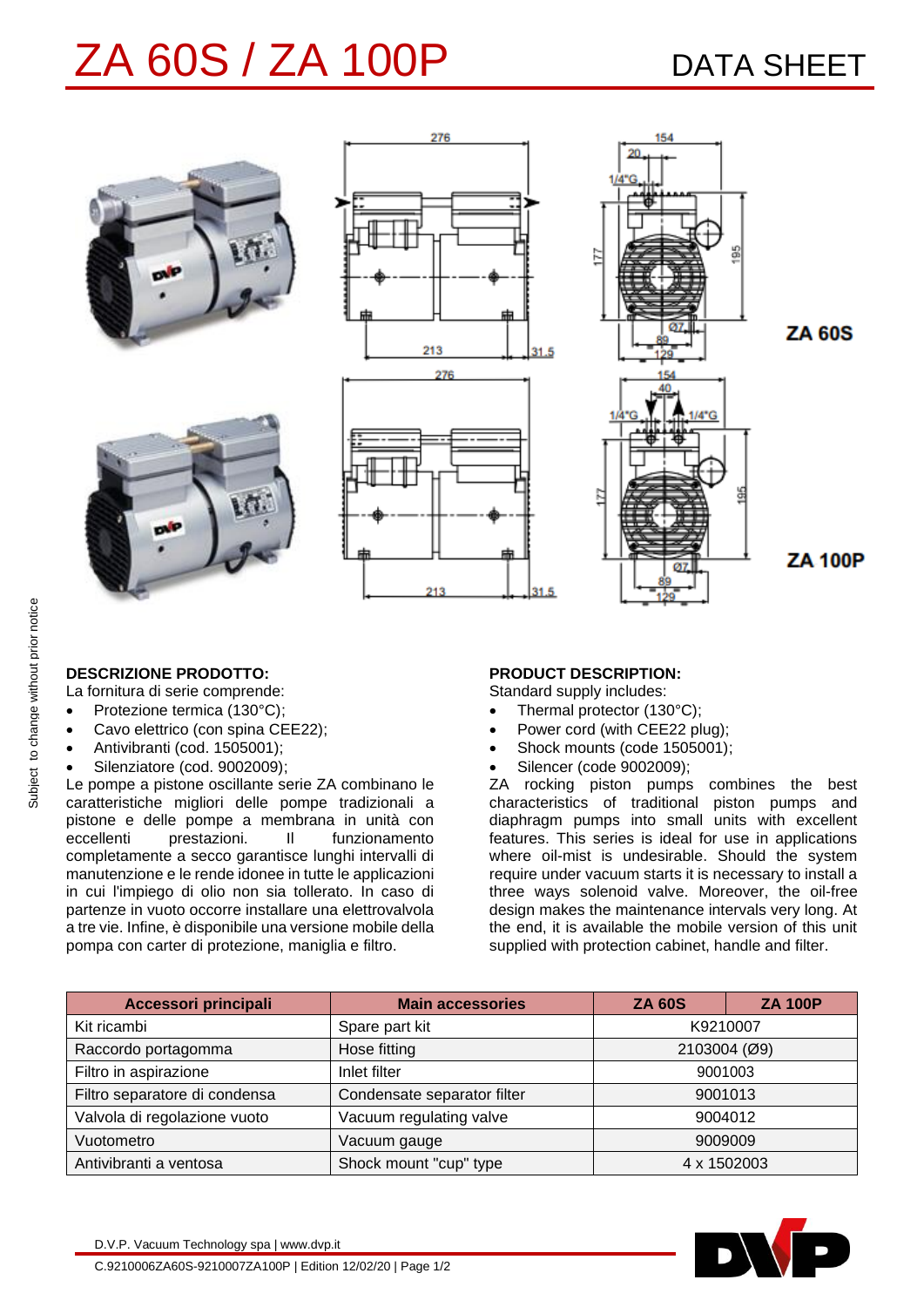# ZA 60S / ZA 100P

DATA SHEET

ZA 60S

ZA 100P

**DESCRIZIONE PRODOTTO:**

La fornitura di serie comprende:

- Protezione termica (130°C);
- Cavo elettrico (con spina CEE22);
- Antivibranti (cod. 1505001);
- Silenziatore (cod. 9002009);

Le pompe a pistone oscillante serie ZA combinano le caratteristiche migliori delle pompe tradizionali a pistone e delle pompe a membrana in unità con eccellenti prestazioni. Il funzionamento completamente a secco garantisce lunghi intervalli di manutenzione e le rende idonee in tutte le applicazioni in cui l'impiego di olio non sia tollerato. In caso di partenze in vuoto occorre installare una elettrovalvola a tre vie. Infine, è disponibile una versione mobile della pompa con carter di protezione, maniglia e filtro.

**PRODUCT DESCRIPTION:**

Standard supply includes:

- Thermal protector (130°C);
- Power cord (with CEE22 plug);
- Shock mounts (code 1505001);
- Silencer (code 9002009);

ZA rocking piston pumps combines the best characteristics of traditional piston pumps and diaphragm pumps into small units with excellent features. This series is ideal for use in applications where oil-mist is undesirable. Should the system require under vacuum starts it is necessary to install a three ways solenoid valve. Moreover, the oil-free design makes the maintenance intervals very long. At the end, it is available the mobile version of this unit supplied with protection cabinet, handle and filter.

| Accessori principali | Main accessories | ZA 60S | ZA 100P |
|---|---|---|---|
| Kit ricambi | Spare part kit | K9210007 | |
| Raccordo portagomma | Hose fitting | 2103004 (Ø9) | |
| Filtro in aspirazione | Inlet filter | 9001003 | |
| Filtro separatore di condensa | Condensate separator filter | 9001013 | |
| Valvola di regolazione vuoto | Vacuum regulating valve | 9004012 | |
| Vuotometro | Vacuum gauge | 9009009 | |
| Antivibranti a ventosa | Shock mount "cup" type | 4 x 1502003 | |

Subject to change without prior notice

D.V.P. Vacuum Technology spa | www.dvp.it

C.9210006ZA60S-9210007ZA100P | Edition 12/02/20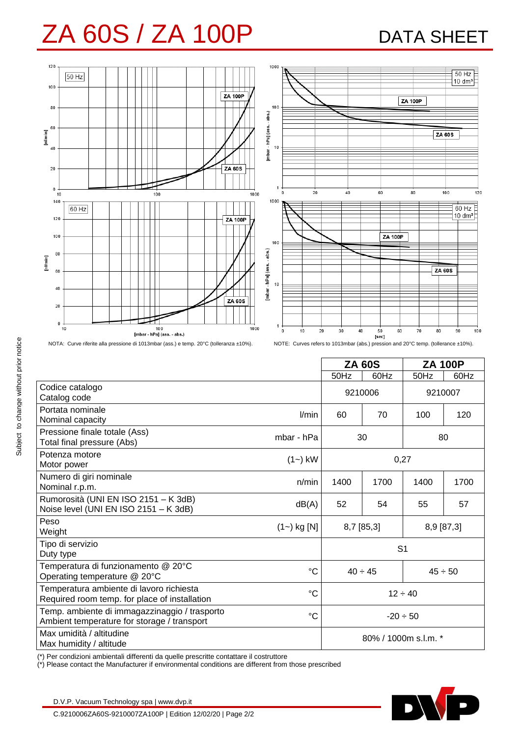# ZA 60S / ZA 100P

DATA SHEET

50 Hz

ZA 100P

ZA 60S

[nl/min]

60 Hz

[mbar - hPa] (ass. - abs.)

50 Hz
10 dm³

60 Hz
10 dm³

[sec]

NOTA: Curve riferite alla pressione di 1013mbar (ass.) e temp. 20°C (tolleranza ±10%).

NOTE: Curves refers to 1013mbar (abs.) pression and 20°C temp. (tollerance ±10%).

| | | ZA 60S | | ZA 100P | |
|---|---|---|---|---|---|
| | | 50Hz | 60Hz | 50Hz | 60Hz |
| Codice catalogo<br>Catalog code | | 9210006 | | 9210007 | |
| Portata nominale<br>Nominal capacity | l/min | 60 | 70 | 100 | 120 |
| Pressione finale totale (Ass)<br>Total final pressure (Abs) | mbar - hPa | 30 | | 80 | |
| Potenza motore<br>Motor power | (1~) kW | 0,27 | | | |
| Numero di giri nominale<br>Nominal r.p.m. | n/min | 1400 | 1700 | 1400 | 1700 |
| Rumorosità (UNI EN ISO 2151 – K 3dB)<br>Noise level (UNI EN ISO 2151 – K 3dB) | dB(A) | 52 | 54 | 55 | 57 |
| Peso<br>Weight | (1~) kg [N] | 8,7 [85,3] | | 8,9 [87,3] | |
| Tipo di servizio<br>Duty type | | S1 | | | |
| Temperatura di funzionamento @ 20°C<br>Operating temperature @ 20°C | °C | 40 ÷ 45 | | 45 ÷ 50 | |
| Temperatura ambiente di lavoro richiesta<br>Required room temp. for place of installation | °C | 12 ÷ 40 | | | |
| Temp. ambiente di immagazzinaggio / trasporto<br>Ambient temperature for storage / transport | °C | -20 ÷ 50 | | | |
| Max umidità / altitudine<br>Max humidity / altitude | | 80% / 1000m s.l.m. * | | | |

(*) Per condizioni ambientali differenti da quelle prescritte contattare il costruttore
(*) Please contact the Manufacturer if environmental conditions are different from those prescribed

Subject to change without prior notice

D.V.P. Vacuum Technology spa | www.dvp.it

C.9210006ZA60S-9210007ZA100P | Edition 12/02/20